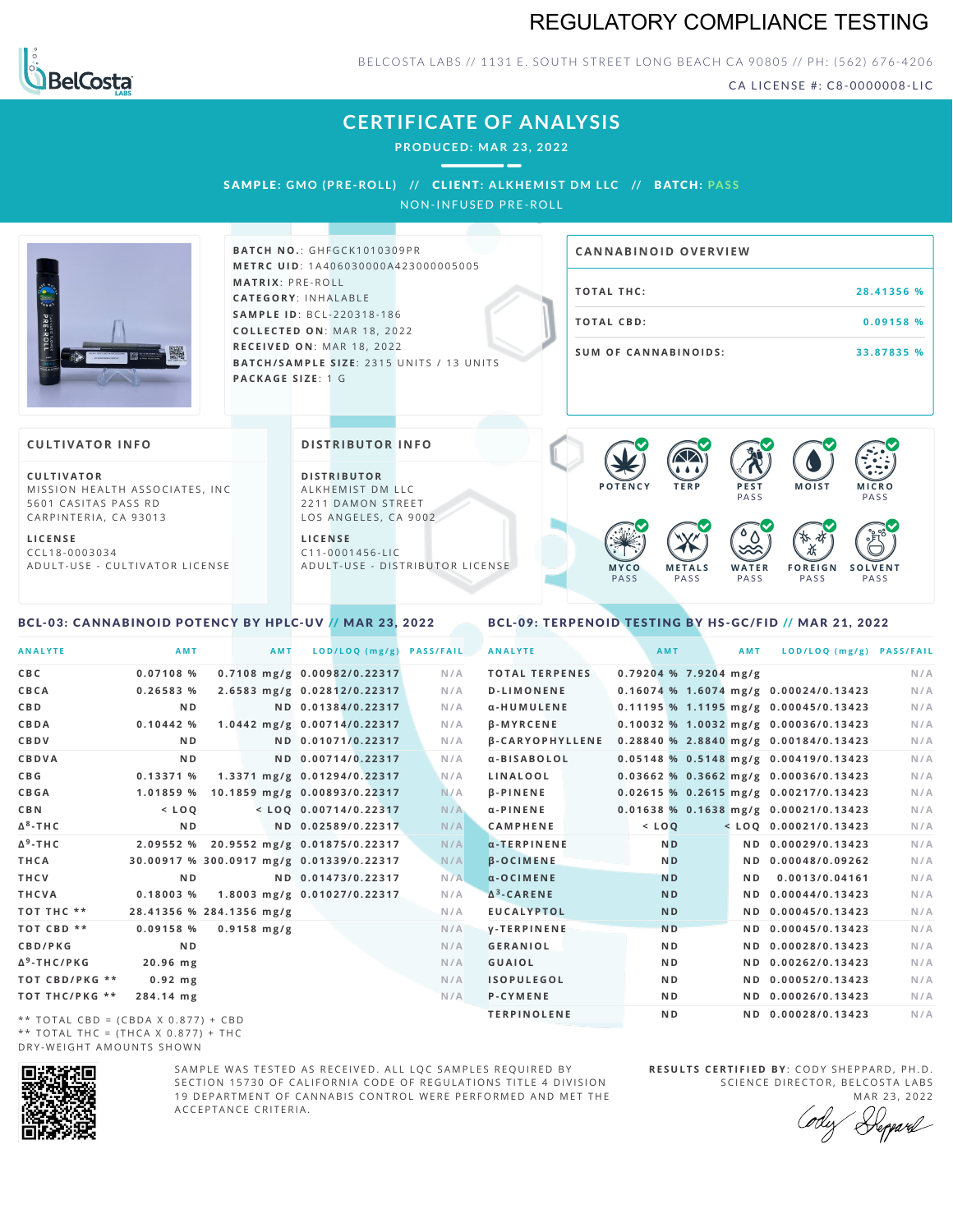# REGULATORY COMPLIANCE TESTING

BELCOSTA LABS // 1131 E. SOUTH STREET LONG BEACH CA 90805 // PH: (562) 676-4206

CA LICENSE #: C8-0000008-LIC

## CERTIFICATE OF ANALYSIS

**PRODUCED: MAR 23, 2022**

**SAMPLE:** GMO (PRE-ROLL) // **CLIENT:** ALKHEMIST DM LLC // **BATCH:** PASS

NON-INFUSED PRE-ROLL

**BATCH NO.:** GHFGCK1010309PR
**METRC UID:** 1A406030000A423000005005
**MATRIX:** PRE-ROLL
**CATEGORY:** INHALABLE
**SAMPLE ID:** BCL-220318-186
**COLLECTED ON:** MAR 18, 2022
**RECEIVED ON:** MAR 18, 2022
**BATCH/SAMPLE SIZE:** 2315 UNITS / 13 UNITS
**PACKAGE SIZE:** 1 G

### CANNABINOID OVERVIEW

| | |
|---|---|
| TOTAL THC: | 28.41356 % |
| TOTAL CBD: | 0.09158 % |
| SUM OF CANNABINOIDS: | 33.87835 % |

### CULTIVATOR INFO

**CULTIVATOR**
MISSION HEALTH ASSOCIATES, INC
5601 CASITAS PASS RD
CARPINTERIA, CA 93013

**LICENSE**
CCL18-0003034
ADULT-USE - CULTIVATOR LICENSE

### DISTRIBUTOR INFO

**DISTRIBUTOR**
ALKHEMIST DM LLC
2211 DAMON STREET
LOS ANGELES, CA 9002

**LICENSE**
C11-0001456-LIC
ADULT-USE - DISTRIBUTOR LICENSE

POTENCY | TERP | PEST PASS | MOIST | MICRO PASS | MYCO PASS | METALS PASS | WATER PASS | FOREIGN PASS | SOLVENT PASS

### BCL-03: CANNABINOID POTENCY BY HPLC-UV // MAR 23, 2022

| ANALYTE | AMT | AMT | LOD/LOQ (mg/g) | PASS/FAIL |
|---|---|---|---|---|
| CBC | 0.07108 % | 0.7108 mg/g | 0.00982/0.22317 | N/A |
| CBCA | 0.26583 % | 2.6583 mg/g | 0.02812/0.22317 | N/A |
| CBD | ND | ND | 0.01384/0.22317 | N/A |
| CBDA | 0.10442 % | 1.0442 mg/g | 0.00714/0.22317 | N/A |
| CBDV | ND | ND | 0.01071/0.22317 | N/A |
| CBDVA | ND | ND | 0.00714/0.22317 | N/A |
| CBG | 0.13371 % | 1.3371 mg/g | 0.01294/0.22317 | N/A |
| CBGA | 1.01859 % | 10.1859 mg/g | 0.00893/0.22317 | N/A |
| CBN | < LOQ | < LOQ | 0.00714/0.22317 | N/A |
| $\Delta^8$-THC | ND | ND | 0.02589/0.22317 | N/A |
| $\Delta^9$-THC | 2.09552 % | 20.9552 mg/g | 0.01875/0.22317 | N/A |
| THCA | 30.00917 % | 300.0917 mg/g | 0.01339/0.22317 | N/A |
| THCV | ND | ND | 0.01473/0.22317 | N/A |
| THCVA | 0.18003 % | 1.8003 mg/g | 0.01027/0.22317 | N/A |
| TOT THC ** | 28.41356 % | 284.1356 mg/g | | N/A |
| TOT CBD ** | 0.09158 % | 0.9158 mg/g | | N/A |
| CBD/PKG | ND | | | N/A |
| $\Delta^9$-THC/PKG | 20.96 mg | | | N/A |
| TOT CBD/PKG ** | 0.92 mg | | | N/A |
| TOT THC/PKG ** | 284.14 mg | | | N/A |

** TOTAL CBD = (CBDA X 0.877) + CBD
** TOTAL THC = (THCA X 0.877) + THC
DRY-WEIGHT AMOUNTS SHOWN

### BCL-09: TERPENOID TESTING BY HS-GC/FID // MAR 21, 2022

| ANALYTE | AMT | AMT | LOD/LOQ (mg/g) | PASS/FAIL |
|---|---|---|---|---|
| TOTAL TERPENES | 0.79204 % | 7.9204 mg/g | | N/A |
| D-LIMONENE | 0.16074 % | 1.6074 mg/g | 0.00024/0.13423 | N/A |
| α-HUMULENE | 0.11195 % | 1.1195 mg/g | 0.00045/0.13423 | N/A |
| β-MYRCENE | 0.10032 % | 1.0032 mg/g | 0.00036/0.13423 | N/A |
| β-CARYOPHYLLENE | 0.28840 % | 2.8840 mg/g | 0.00184/0.13423 | N/A |
| α-BISABOLOL | 0.05148 % | 0.5148 mg/g | 0.00419/0.13423 | N/A |
| LINALOOL | 0.03662 % | 0.3662 mg/g | 0.00036/0.13423 | N/A |
| β-PINENE | 0.02615 % | 0.2615 mg/g | 0.00217/0.13423 | N/A |
| α-PINENE | 0.01638 % | 0.1638 mg/g | 0.00021/0.13423 | N/A |
| CAMPHENE | < LOQ | < LOQ | 0.00021/0.13423 | N/A |
| α-TERPINENE | ND | ND | 0.00029/0.13423 | N/A |
| β-OCIMENE | ND | ND | 0.00048/0.09262 | N/A |
| α-OCIMENE | ND | ND | 0.0013/0.04161 | N/A |
| $\Delta^3$-CARENE | ND | ND | 0.00044/0.13423 | N/A |
| EUCALYPTOL | ND | ND | 0.00045/0.13423 | N/A |
| γ-TERPINENE | ND | ND | 0.00045/0.13423 | N/A |
| GERANIOL | ND | ND | 0.00028/0.13423 | N/A |
| GUAIOL | ND | ND | 0.00262/0.13423 | N/A |
| ISOPULEGOL | ND | ND | 0.00052/0.13423 | N/A |
| P-CYMENE | ND | ND | 0.00026/0.13423 | N/A |
| TERPINOLENE | ND | ND | 0.00028/0.13423 | N/A |

SAMPLE WAS TESTED AS RECEIVED. ALL LQC SAMPLES REQUIRED BY SECTION 15730 OF CALIFORNIA CODE OF REGULATIONS TITLE 4 DIVISION 19 DEPARTMENT OF CANNABIS CONTROL WERE PERFORMED AND MET THE ACCEPTANCE CRITERIA.

**RESULTS CERTIFIED BY**: CODY SHEPPARD, PH.D.
SCIENCE DIRECTOR, BELCOSTA LABS
MAR 23, 2022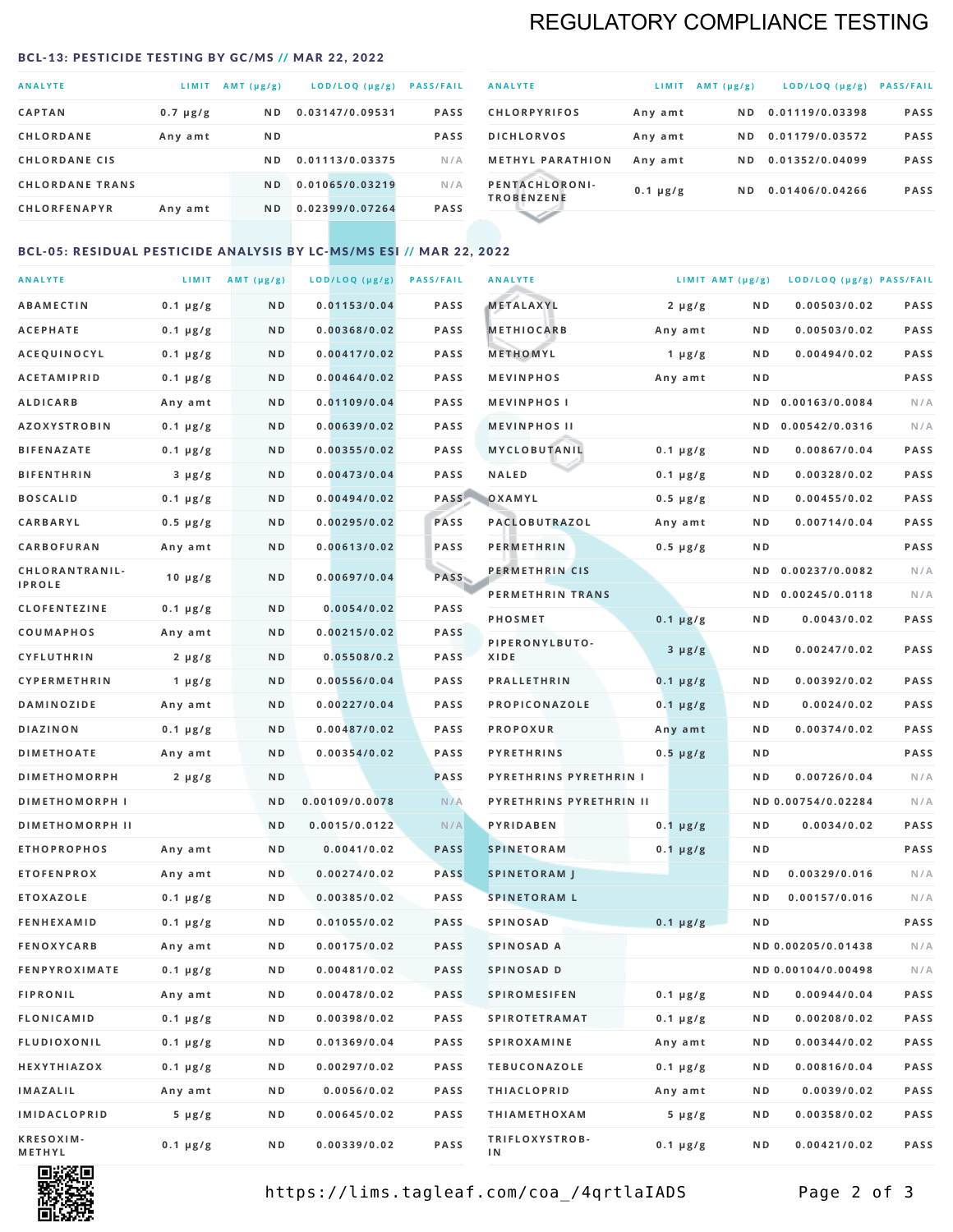# REGULATORY COMPLIANCE TESTING

## BCL-13: PESTICIDE TESTING BY GC/MS // MAR 22, 2022

| ANALYTE | LIMIT | AMT (μg/g) | LOD/LOQ (μg/g) | PASS/FAIL |
|---|---|---|---|---|
| CAPTAN | 0.7 μg/g | ND | 0.03147/0.09531 | PASS |
| CHLORDANE | Any amt | ND | | PASS |
| CHLORDANE CIS | | ND | 0.01113/0.03375 | N/A |
| CHLORDANE TRANS | | ND | 0.01065/0.03219 | N/A |
| CHLORFENAPYR | Any amt | ND | 0.02399/0.07264 | PASS |
| CHLORPYRIFOS | Any amt | ND | 0.01119/0.03398 | PASS |
| DICHLORVOS | Any amt | ND | 0.01179/0.03572 | PASS |
| METHYL PARATHION | Any amt | ND | 0.01352/0.04099 | PASS |
| PENTACHLORONITROBENZENE | 0.1 μg/g | ND | 0.01406/0.04266 | PASS |

## BCL-05: RESIDUAL PESTICIDE ANALYSIS BY LC-MS/MS ESI // MAR 22, 2022

| ANALYTE | LIMIT | AMT (μg/g) | LOD/LOQ (μg/g) | PASS/FAIL |
|---|---|---|---|---|
| ABAMECTIN | 0.1 μg/g | ND | 0.01153/0.04 | PASS |
| ACEPHATE | 0.1 μg/g | ND | 0.00368/0.02 | PASS |
| ACEQUINOCYL | 0.1 μg/g | ND | 0.00417/0.02 | PASS |
| ACETAMIPRID | 0.1 μg/g | ND | 0.00464/0.02 | PASS |
| ALDICARB | Any amt | ND | 0.01109/0.04 | PASS |
| AZOXYSTROBIN | 0.1 μg/g | ND | 0.00639/0.02 | PASS |
| BIFENAZATE | 0.1 μg/g | ND | 0.00355/0.02 | PASS |
| BIFENTHRIN | 3 μg/g | ND | 0.00473/0.04 | PASS |
| BOSCALID | 0.1 μg/g | ND | 0.00494/0.02 | PASS |
| CARBARYL | 0.5 μg/g | ND | 0.00295/0.02 | PASS |
| CARBOFURAN | Any amt | ND | 0.00613/0.02 | PASS |
| CHLORANTRANILIPROLE | 10 μg/g | ND | 0.00697/0.04 | PASS |
| CLOFENTEZINE | 0.1 μg/g | ND | 0.0054/0.02 | PASS |
| COUMAPHOS | Any amt | ND | 0.00215/0.02 | PASS |
| CYFLUTHRIN | 2 μg/g | ND | 0.05508/0.2 | PASS |
| CYPERMETHRIN | 1 μg/g | ND | 0.00556/0.04 | PASS |
| DAMINOZIDE | Any amt | ND | 0.00227/0.04 | PASS |
| DIAZINON | 0.1 μg/g | ND | 0.00487/0.02 | PASS |
| DIMETHOATE | Any amt | ND | 0.00354/0.02 | PASS |
| DIMETHOMORPH | 2 μg/g | ND | | PASS |
| DIMETHOMORPH I | | ND | 0.00109/0.0078 | N/A |
| DIMETHOMORPH II | | ND | 0.0015/0.0122 | N/A |
| ETHOPROPHOS | Any amt | ND | 0.0041/0.02 | PASS |
| ETOFENPROX | Any amt | ND | 0.00274/0.02 | PASS |
| ETOXAZOLE | 0.1 μg/g | ND | 0.00385/0.02 | PASS |
| FENHEXAMID | 0.1 μg/g | ND | 0.01055/0.02 | PASS |
| FENOXYCARB | Any amt | ND | 0.00175/0.02 | PASS |
| FENPYROXIMATE | 0.1 μg/g | ND | 0.00481/0.02 | PASS |
| FIPRONIL | Any amt | ND | 0.00478/0.02 | PASS |
| FLONICAMID | 0.1 μg/g | ND | 0.00398/0.02 | PASS |
| FLUDIOXONIL | 0.1 μg/g | ND | 0.01369/0.04 | PASS |
| HEXYTHIAZOX | 0.1 μg/g | ND | 0.00297/0.02 | PASS |
| IMAZALIL | Any amt | ND | 0.0056/0.02 | PASS |
| IMIDACLOPRID | 5 μg/g | ND | 0.00645/0.02 | PASS |
| KRESOXIM-METHYL | 0.1 μg/g | ND | 0.00339/0.02 | PASS |
| METALAXYL | 2 μg/g | ND | 0.00503/0.02 | PASS |
| METHIOCARB | Any amt | ND | 0.00503/0.02 | PASS |
| METHOMYL | 1 μg/g | ND | 0.00494/0.02 | PASS |
| MEVINPHOS | Any amt | ND | | PASS |
| MEVINPHOS I | | ND | 0.00163/0.0084 | N/A |
| MEVINPHOS II | | ND | 0.00542/0.0316 | N/A |
| MYCLOBUTANIL | 0.1 μg/g | ND | 0.00867/0.04 | PASS |
| NALED | 0.1 μg/g | ND | 0.00328/0.02 | PASS |
| OXAMYL | 0.5 μg/g | ND | 0.00455/0.02 | PASS |
| PACLOBUTRAZOL | Any amt | ND | 0.00714/0.04 | PASS |
| PERMETHRIN | 0.5 μg/g | ND | | PASS |
| PERMETHRIN CIS | | ND | 0.00237/0.0082 | N/A |
| PERMETHRIN TRANS | | ND | 0.00245/0.0118 | N/A |
| PHOSMET | 0.1 μg/g | ND | 0.0043/0.02 | PASS |
| PIPERONYLBUTOXIDE | 3 μg/g | ND | 0.00247/0.02 | PASS |
| PRALLETHRIN | 0.1 μg/g | ND | 0.00392/0.02 | PASS |
| PROPICONAZOLE | 0.1 μg/g | ND | 0.0024/0.02 | PASS |
| PROPOXUR | Any amt | ND | 0.00374/0.02 | PASS |
| PYRETHRINS | 0.5 μg/g | ND | | PASS |
| PYRETHRINS PYRETHRIN I | | ND | 0.00726/0.04 | N/A |
| PYRETHRINS PYRETHRIN II | | ND | 0.00754/0.02284 | N/A |
| PYRIDABEN | 0.1 μg/g | ND | 0.0034/0.02 | PASS |
| SPINETORAM | 0.1 μg/g | ND | | PASS |
| SPINETORAM J | | ND | 0.00329/0.016 | N/A |
| SPINETORAM L | | ND | 0.00157/0.016 | N/A |
| SPINOSAD | 0.1 μg/g | ND | | PASS |
| SPINOSAD A | | ND | 0.00205/0.01438 | N/A |
| SPINOSAD D | | ND | 0.00104/0.00498 | N/A |
| SPIROMESIFEN | 0.1 μg/g | ND | 0.00944/0.04 | PASS |
| SPIROTETRAMAT | 0.1 μg/g | ND | 0.00208/0.02 | PASS |
| SPIROXAMINE | Any amt | ND | 0.00344/0.02 | PASS |
| TEBUCONAZOLE | 0.1 μg/g | ND | 0.00816/0.04 | PASS |
| THIACLOPRID | Any amt | ND | 0.0039/0.02 | PASS |
| THIAMETHOXAM | 5 μg/g | ND | 0.00358/0.02 | PASS |
| TRIFLOXYSTROBIN | 0.1 μg/g | ND | 0.00421/0.02 | PASS |

https://lims.tagleaf.com/coa_/4qrtlaIADS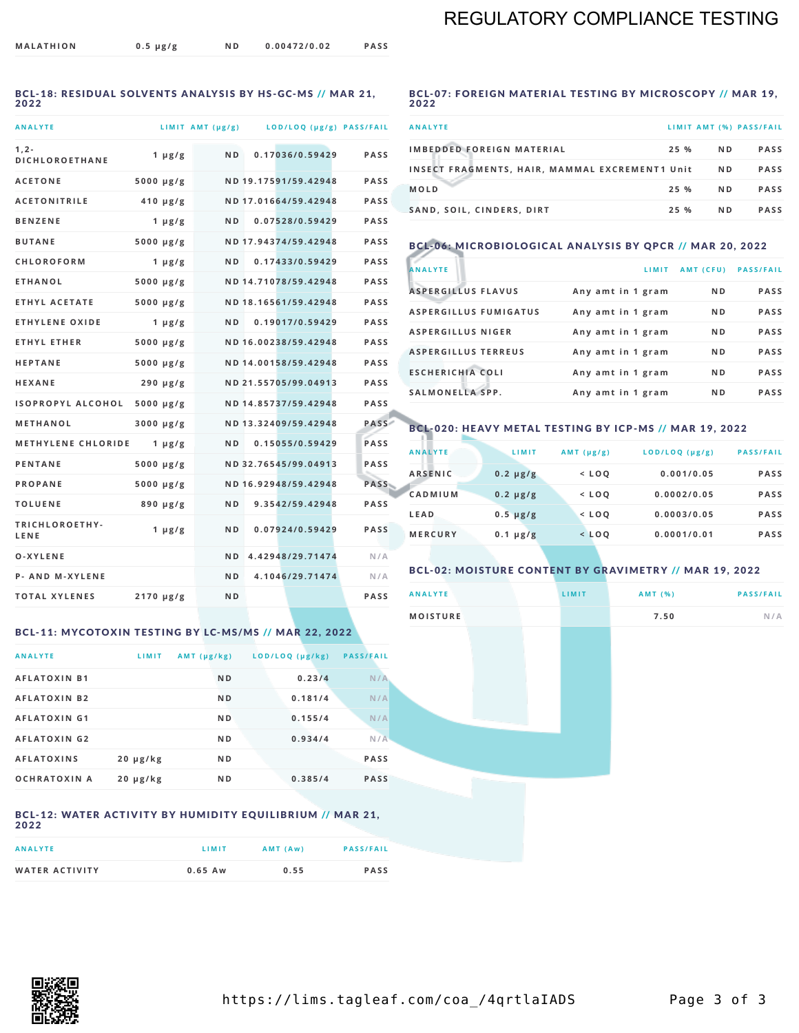# REGULATORY COMPLIANCE TESTING

| | | | | |
|---|---|---|---|---|
| MALATHION | 0.5 µg/g | ND | 0.00472/0.02 | PASS |

## BCL-18: RESIDUAL SOLVENTS ANALYSIS BY HS-GC-MS // MAR 21, 2022

| ANALYTE | LIMIT | AMT (µg/g) | LOD/LOQ (µg/g) | PASS/FAIL |
|---|---|---|---|---|
| 1,2-DICHLOROETHANE | 1 µg/g | ND | 0.17036/0.59429 | PASS |
| ACETONE | 5000 µg/g | ND | 19.17591/59.42948 | PASS |
| ACETONITRILE | 410 µg/g | ND | 17.01664/59.42948 | PASS |
| BENZENE | 1 µg/g | ND | 0.07528/0.59429 | PASS |
| BUTANE | 5000 µg/g | ND | 17.94374/59.42948 | PASS |
| CHLOROFORM | 1 µg/g | ND | 0.17433/0.59429 | PASS |
| ETHANOL | 5000 µg/g | ND | 14.71078/59.42948 | PASS |
| ETHYL ACETATE | 5000 µg/g | ND | 18.16561/59.42948 | PASS |
| ETHYLENE OXIDE | 1 µg/g | ND | 0.19017/0.59429 | PASS |
| ETHYL ETHER | 5000 µg/g | ND | 16.00238/59.42948 | PASS |
| HEPTANE | 5000 µg/g | ND | 14.00158/59.42948 | PASS |
| HEXANE | 290 µg/g | ND | 21.55705/99.04913 | PASS |
| ISOPROPYL ALCOHOL | 5000 µg/g | ND | 14.85737/59.42948 | PASS |
| METHANOL | 3000 µg/g | ND | 13.32409/59.42948 | PASS |
| METHYLENE CHLORIDE | 1 µg/g | ND | 0.15055/0.59429 | PASS |
| PENTANE | 5000 µg/g | ND | 32.76545/99.04913 | PASS |
| PROPANE | 5000 µg/g | ND | 16.92948/59.42948 | PASS |
| TOLUENE | 890 µg/g | ND | 9.3542/59.42948 | PASS |
| TRICHLOROETHYLENE | 1 µg/g | ND | 0.07924/0.59429 | PASS |
| O-XYLENE | | ND | 4.42948/29.71474 | N/A |
| P- AND M-XYLENE | | ND | 4.1046/29.71474 | N/A |
| TOTAL XYLENES | 2170 µg/g | ND | | PASS |

## BCL-11: MYCOTOXIN TESTING BY LC-MS/MS // MAR 22, 2022

| ANALYTE | LIMIT | AMT (µg/kg) | LOD/LOQ (µg/kg) | PASS/FAIL |
|---|---|---|---|---|
| AFLATOXIN B1 | | ND | 0.23/4 | N/A |
| AFLATOXIN B2 | | ND | 0.181/4 | N/A |
| AFLATOXIN G1 | | ND | 0.155/4 | N/A |
| AFLATOXIN G2 | | ND | 0.934/4 | N/A |
| AFLATOXINS | 20 µg/kg | ND | | PASS |
| OCHRATOXIN A | 20 µg/kg | ND | 0.385/4 | PASS |

## BCL-12: WATER ACTIVITY BY HUMIDITY EQUILIBRIUM // MAR 21, 2022

| ANALYTE | LIMIT | AMT (Aw) | PASS/FAIL |
|---|---|---|---|
| WATER ACTIVITY | 0.65 Aw | 0.55 | PASS |

## BCL-07: FOREIGN MATERIAL TESTING BY MICROSCOPY // MAR 19, 2022

| ANALYTE | LIMIT | AMT (%) | PASS/FAIL |
|---|---|---|---|
| IMBEDDED FOREIGN MATERIAL | 25 % | ND | PASS |
| INSECT FRAGMENTS, HAIR, MAMMAL EXCREMENT | 1 Unit | ND | PASS |
| MOLD | 25 % | ND | PASS |
| SAND, SOIL, CINDERS, DIRT | 25 % | ND | PASS |

## BCL-06: MICROBIOLOGICAL ANALYSIS BY QPCR // MAR 20, 2022

| ANALYTE | LIMIT | AMT (CFU) | PASS/FAIL |
|---|---|---|---|
| ASPERGILLUS FLAVUS | Any amt in 1 gram | ND | PASS |
| ASPERGILLUS FUMIGATUS | Any amt in 1 gram | ND | PASS |
| ASPERGILLUS NIGER | Any amt in 1 gram | ND | PASS |
| ASPERGILLUS TERREUS | Any amt in 1 gram | ND | PASS |
| ESCHERICHIA COLI | Any amt in 1 gram | ND | PASS |
| SALMONELLA SPP. | Any amt in 1 gram | ND | PASS |

## BCL-020: HEAVY METAL TESTING BY ICP-MS // MAR 19, 2022

| ANALYTE | LIMIT | AMT (µg/g) | LOD/LOQ (µg/g) | PASS/FAIL |
|---|---|---|---|---|
| ARSENIC | 0.2 µg/g | < LOQ | 0.001/0.05 | PASS |
| CADMIUM | 0.2 µg/g | < LOQ | 0.0002/0.05 | PASS |
| LEAD | 0.5 µg/g | < LOQ | 0.0003/0.05 | PASS |
| MERCURY | 0.1 µg/g | < LOQ | 0.0001/0.01 | PASS |

## BCL-02: MOISTURE CONTENT BY GRAVIMETRY // MAR 19, 2022

| ANALYTE | LIMIT | AMT (%) | PASS/FAIL |
|---|---|---|---|
| MOISTURE | | 7.50 | N/A |

https://lims.tagleaf.com/coa_/4qrtlaIADS